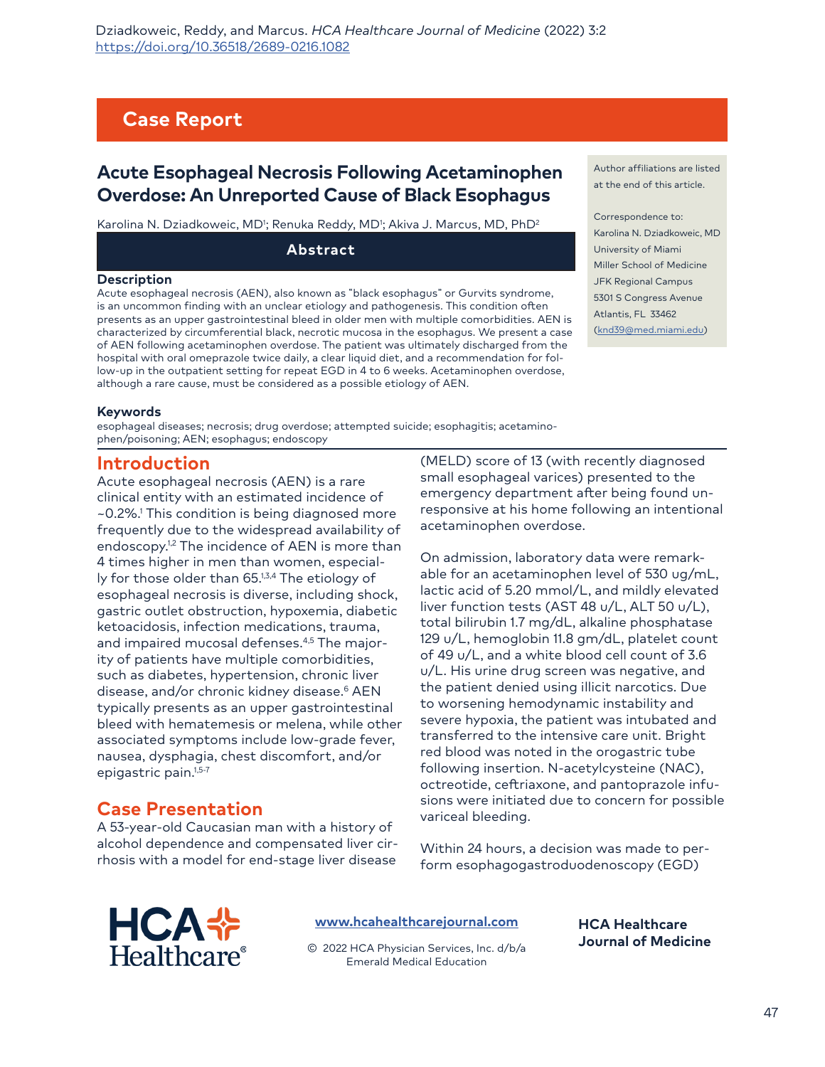Case Report

# Acute Esophageal Necrosis Following Acetaminophen Overdose: An Unreported Cause of Black Esophagus

Karolina N. Dziadkoweic, MD[1]; Renuka Reddy, MD[1]; Akiva J. Marcus, MD, PhD[2]

Author affiliations are listed at the end of this article.

Correspondence to:
Karolina N. Dziadkoweic, MD
University of Miami
Miller School of Medicine
JFK Regional Campus
5301 S Congress Avenue
Atlantis, FL 33462
(knd39@med.miami.edu)

## Abstract

### Description

Acute esophageal necrosis (AEN), also known as "black esophagus" or Gurvits syndrome, is an uncommon finding with an unclear etiology and pathogenesis. This condition often presents as an upper gastrointestinal bleed in older men with multiple comorbidities. AEN is characterized by circumferential black, necrotic mucosa in the esophagus. We present a case of AEN following acetaminophen overdose. The patient was ultimately discharged from the hospital with oral omeprazole twice daily, a clear liquid diet, and a recommendation for follow-up in the outpatient setting for repeat EGD in 4 to 6 weeks. Acetaminophen overdose, although a rare cause, must be considered as a possible etiology of AEN.

### Keywords

esophageal diseases; necrosis; drug overdose; attempted suicide; esophagitis; acetaminophen/poisoning; AEN; esophagus; endoscopy

## Introduction

Acute esophageal necrosis (AEN) is a rare clinical entity with an estimated incidence of ~0.2%.[1] This condition is being diagnosed more frequently due to the widespread availability of endoscopy.[1,2] The incidence of AEN is more than 4 times higher in men than women, especially for those older than 65.[1,3,4] The etiology of esophageal necrosis is diverse, including shock, gastric outlet obstruction, hypoxemia, diabetic ketoacidosis, infection medications, trauma, and impaired mucosal defenses.[4,5] The majority of patients have multiple comorbidities, such as diabetes, hypertension, chronic liver disease, and/or chronic kidney disease.[6] AEN typically presents as an upper gastrointestinal bleed with hematemesis or melena, while other associated symptoms include low-grade fever, nausea, dysphagia, chest discomfort, and/or epigastric pain.[1,5-7]

## Case Presentation

A 53-year-old Caucasian man with a history of alcohol dependence and compensated liver cirrhosis with a model for end-stage liver disease (MELD) score of 13 (with recently diagnosed small esophageal varices) presented to the emergency department after being found unresponsive at his home following an intentional acetaminophen overdose.

On admission, laboratory data were remarkable for an acetaminophen level of 530 ug/mL, lactic acid of 5.20 mmol/L, and mildly elevated liver function tests (AST 48 u/L, ALT 50 u/L), total bilirubin 1.7 mg/dL, alkaline phosphatase 129 u/L, hemoglobin 11.8 gm/dL, platelet count of 49 u/L, and a white blood cell count of 3.6 u/L. His urine drug screen was negative, and the patient denied using illicit narcotics. Due to worsening hemodynamic instability and severe hypoxia, the patient was intubated and transferred to the intensive care unit. Bright red blood was noted in the orogastric tube following insertion. N-acetylcysteine (NAC), octreotide, ceftriaxone, and pantoprazole infusions were initiated due to concern for possible variceal bleeding.

Within 24 hours, a decision was made to perform esophagogastroduodenoscopy (EGD)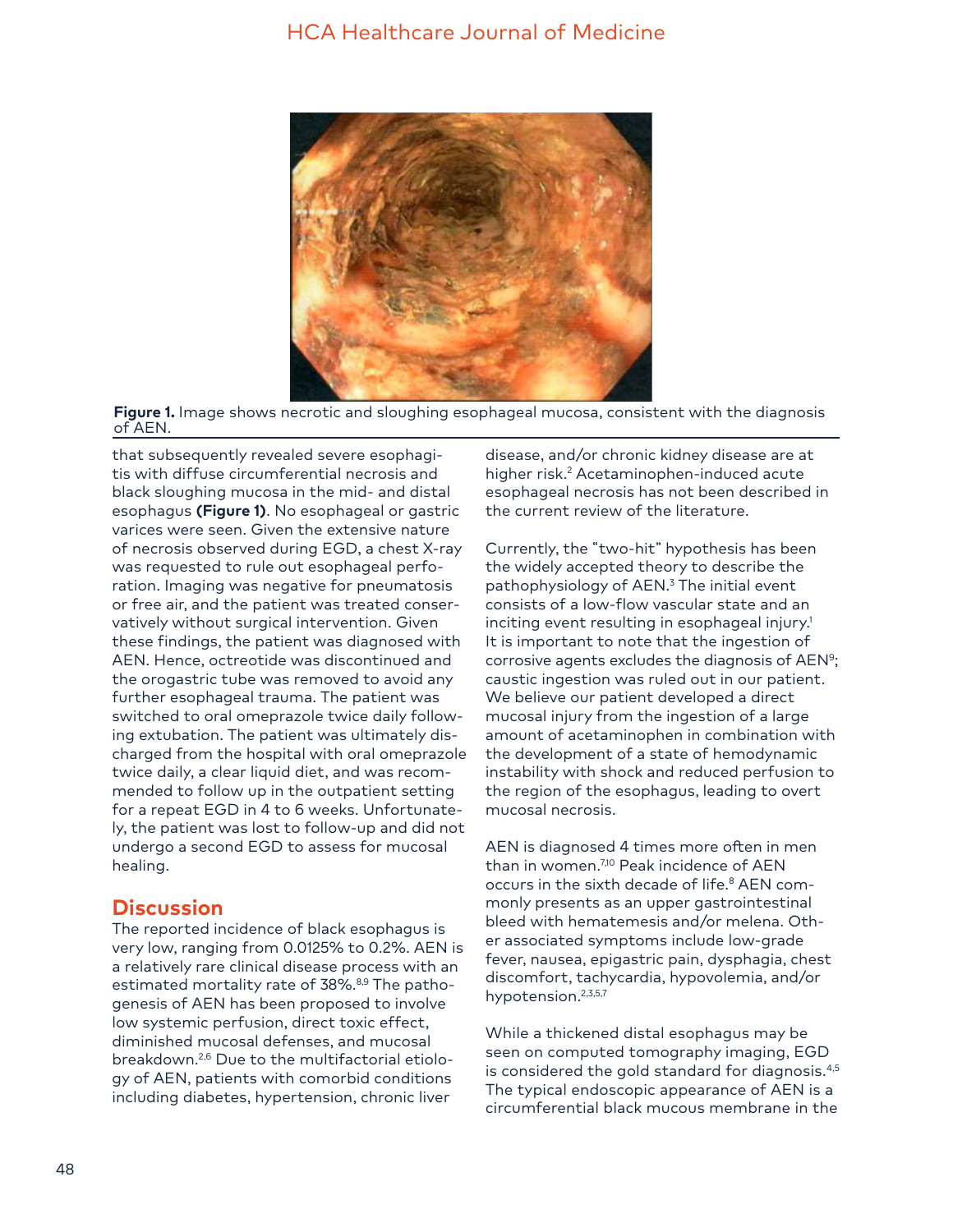**Figure 1.** Image shows necrotic and sloughing esophageal mucosa, consistent with the diagnosis of AEN.

that subsequently revealed severe esophagitis with diffuse circumferential necrosis and black sloughing mucosa in the mid- and distal esophagus **(Figure 1)**. No esophageal or gastric varices were seen. Given the extensive nature of necrosis observed during EGD, a chest X-ray was requested to rule out esophageal perforation. Imaging was negative for pneumatosis or free air, and the patient was treated conservatively without surgical intervention. Given these findings, the patient was diagnosed with AEN. Hence, octreotide was discontinued and the orogastric tube was removed to avoid any further esophageal trauma. The patient was switched to oral omeprazole twice daily following extubation. The patient was ultimately discharged from the hospital with oral omeprazole twice daily, a clear liquid diet, and was recommended to follow up in the outpatient setting for a repeat EGD in 4 to 6 weeks. Unfortunately, the patient was lost to follow-up and did not undergo a second EGD to assess for mucosal healing.

## Discussion

The reported incidence of black esophagus is very low, ranging from 0.0125% to 0.2%. AEN is a relatively rare clinical disease process with an estimated mortality rate of 38%.[8,9] The pathogenesis of AEN has been proposed to involve low systemic perfusion, direct toxic effect, diminished mucosal defenses, and mucosal breakdown.[2,6] Due to the multifactorial etiology of AEN, patients with comorbid conditions including diabetes, hypertension, chronic liver disease, and/or chronic kidney disease are at higher risk.[2] Acetaminophen-induced acute esophageal necrosis has not been described in the current review of the literature.

Currently, the "two-hit" hypothesis has been the widely accepted theory to describe the pathophysiology of AEN.[3] The initial event consists of a low-flow vascular state and an inciting event resulting in esophageal injury.[1] It is important to note that the ingestion of corrosive agents excludes the diagnosis of AEN[9]; caustic ingestion was ruled out in our patient. We believe our patient developed a direct mucosal injury from the ingestion of a large amount of acetaminophen in combination with the development of a state of hemodynamic instability with shock and reduced perfusion to the region of the esophagus, leading to overt mucosal necrosis.

AEN is diagnosed 4 times more often in men than in women.[7,10] Peak incidence of AEN occurs in the sixth decade of life.[8] AEN commonly presents as an upper gastrointestinal bleed with hematemesis and/or melena. Other associated symptoms include low-grade fever, nausea, epigastric pain, dysphagia, chest discomfort, tachycardia, hypovolemia, and/or hypotension.[2,3,5,7]

While a thickened distal esophagus may be seen on computed tomography imaging, EGD is considered the gold standard for diagnosis.[4,5] The typical endoscopic appearance of AEN is a circumferential black mucous membrane in the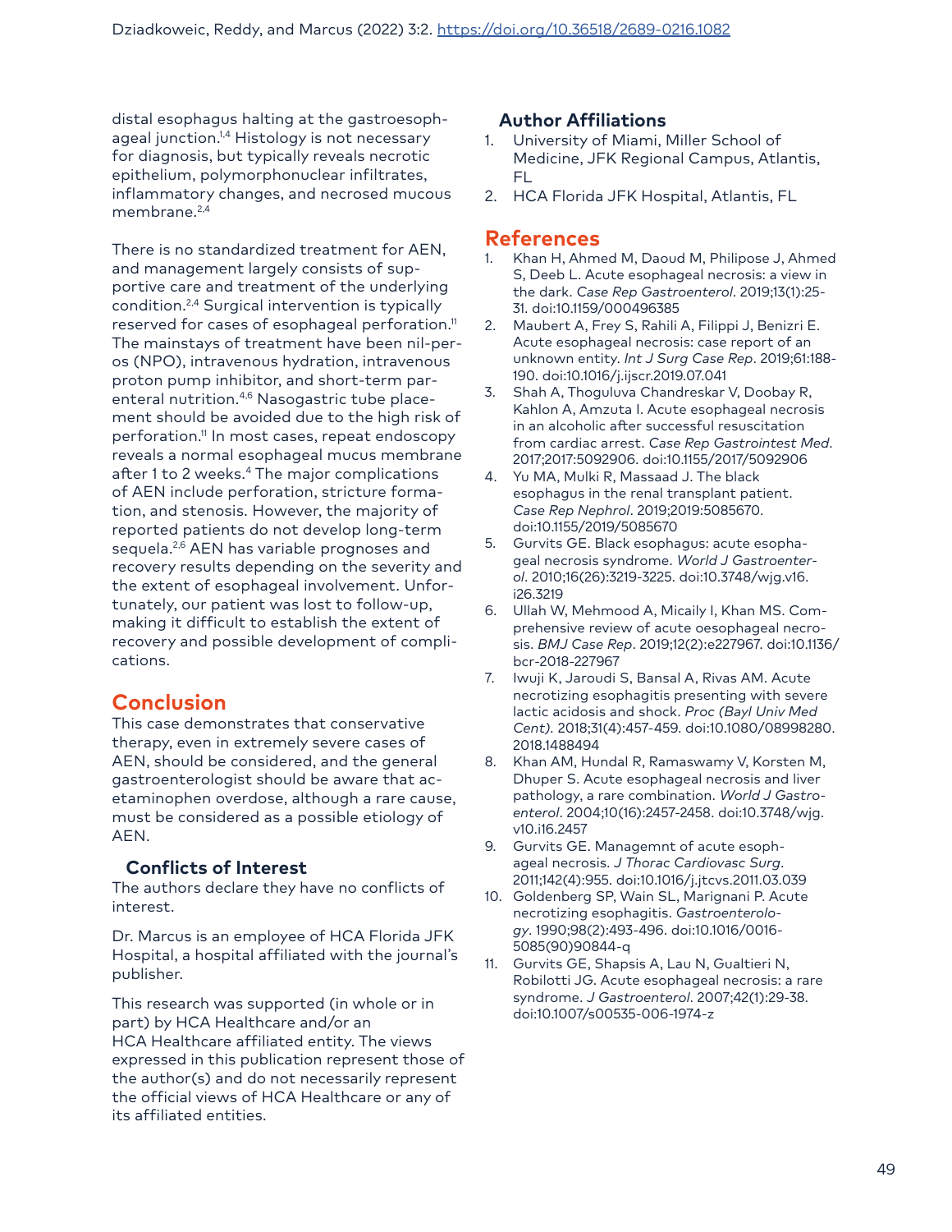distal esophagus halting at the gastroesophageal junction.[1,4] Histology is not necessary for diagnosis, but typically reveals necrotic epithelium, polymorphonuclear infiltrates, inflammatory changes, and necrosed mucous membrane.[2,4]

There is no standardized treatment for AEN, and management largely consists of supportive care and treatment of the underlying condition.[2,4] Surgical intervention is typically reserved for cases of esophageal perforation.[11] The mainstays of treatment have been nil-per-os (NPO), intravenous hydration, intravenous proton pump inhibitor, and short-term parenteral nutrition.[4,6] Nasogastric tube placement should be avoided due to the high risk of perforation.[11] In most cases, repeat endoscopy reveals a normal esophageal mucus membrane after 1 to 2 weeks.[4] The major complications of AEN include perforation, stricture formation, and stenosis. However, the majority of reported patients do not develop long-term sequela.[2,6] AEN has variable prognoses and recovery results depending on the severity and the extent of esophageal involvement. Unfortunately, our patient was lost to follow-up, making it difficult to establish the extent of recovery and possible development of complications.

## Conclusion

This case demonstrates that conservative therapy, even in extremely severe cases of AEN, should be considered, and the general gastroenterologist should be aware that acetaminophen overdose, although a rare cause, must be considered as a possible etiology of AEN.

### Conflicts of Interest

The authors declare they have no conflicts of interest.

Dr. Marcus is an employee of HCA Florida JFK Hospital, a hospital affiliated with the journal's publisher.

This research was supported (in whole or in part) by HCA Healthcare and/or an HCA Healthcare affiliated entity. The views expressed in this publication represent those of the author(s) and do not necessarily represent the official views of HCA Healthcare or any of its affiliated entities.

### Author Affiliations

1. University of Miami, Miller School of Medicine, JFK Regional Campus, Atlantis, FL
2. HCA Florida JFK Hospital, Atlantis, FL

## References

1. Khan H, Ahmed M, Daoud M, Philipose J, Ahmed S, Deeb L. Acute esophageal necrosis: a view in the dark. *Case Rep Gastroenterol*. 2019;13(1):25-31. doi:10.1159/000496385
2. Maubert A, Frey S, Rahili A, Filippi J, Benizri E. Acute esophageal necrosis: case report of an unknown entity. *Int J Surg Case Rep*. 2019;61:188-190. doi:10.1016/j.ijscr.2019.07.041
3. Shah A, Thoguluva Chandreskar V, Doobay R, Kahlon A, Amzuta I. Acute esophageal necrosis in an alcoholic after successful resuscitation from cardiac arrest. *Case Rep Gastrointest Med*. 2017;2017:5092906. doi:10.1155/2017/5092906
4. Yu MA, Mulki R, Massaad J. The black esophagus in the renal transplant patient. *Case Rep Nephrol*. 2019;2019:5085670. doi:10.1155/2019/5085670
5. Gurvits GE. Black esophagus: acute esophageal necrosis syndrome. *World J Gastroenterol*. 2010;16(26):3219-3225. doi:10.3748/wjg.v16.i26.3219
6. Ullah W, Mehmood A, Micaily I, Khan MS. Comprehensive review of acute oesophageal necrosis. *BMJ Case Rep*. 2019;12(2):e227967. doi:10.1136/bcr-2018-227967
7. Iwuji K, Jaroudi S, Bansal A, Rivas AM. Acute necrotizing esophagitis presenting with severe lactic acidosis and shock. *Proc (Bayl Univ Med Cent)*. 2018;31(4):457-459. doi:10.1080/08998280.2018.1488494
8. Khan AM, Hundal R, Ramaswamy V, Korsten M, Dhuper S. Acute esophageal necrosis and liver pathology, a rare combination. *World J Gastroenterol*. 2004;10(16):2457-2458. doi:10.3748/wjg.v10.i16.2457
9. Gurvits GE. Managemnt of acute esophageal necrosis. *J Thorac Cardiovasc Surg*. 2011;142(4):955. doi:10.1016/j.jtcvs.2011.03.039
10. Goldenberg SP, Wain SL, Marignani P. Acute necrotizing esophagitis. *Gastroenterology*. 1990;98(2):493-496. doi:10.1016/0016-5085(90)90844-q
11. Gurvits GE, Shapsis A, Lau N, Gualtieri N, Robilotti JG. Acute esophageal necrosis: a rare syndrome. *J Gastroenterol*. 2007;42(1):29-38. doi:10.1007/s00535-006-1974-z